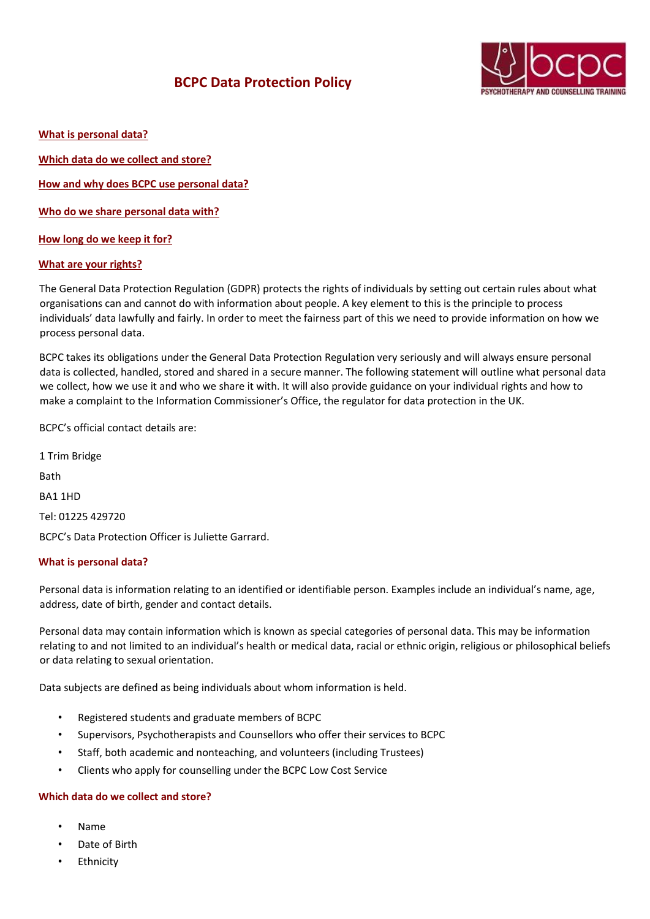# BCPC Data Protection Policy

[What is personal data?](#what-is-personal-data)

[Which data do we collect and store?](#which-data-do-we-collect-and-store)

[How and why does BCPC use personal data?](#how-and-why-does-bcpc-use-personal-data)

[Who do we share personal data with?](#who-do-we-share-personal-data-with)

[How long do we keep it for?](#how-long-do-we-keep-it-for)

[What are your rights?](#what-are-your-rights)

The General Data Protection Regulation (GDPR) protects the rights of individuals by setting out certain rules about what organisations can and cannot do with information about people. A key element to this is the principle to process individuals' data lawfully and fairly. In order to meet the fairness part of this we need to provide information on how we process personal data.

BCPC takes its obligations under the General Data Protection Regulation very seriously and will always ensure personal data is collected, handled, stored and shared in a secure manner. The following statement will outline what personal data we collect, how we use it and who we share it with. It will also provide guidance on your individual rights and how to make a complaint to the Information Commissioner's Office, the regulator for data protection in the UK.

BCPC's official contact details are:

1 Trim Bridge

Bath

BA1 1HD

Tel: 01225 429720

BCPC's Data Protection Officer is Juliette Garrard.

## What is personal data?

Personal data is information relating to an identified or identifiable person. Examples include an individual's name, age, address, date of birth, gender and contact details.

Personal data may contain information which is known as special categories of personal data. This may be information relating to and not limited to an individual's health or medical data, racial or ethnic origin, religious or philosophical beliefs or data relating to sexual orientation.

Data subjects are defined as being individuals about whom information is held.

- Registered students and graduate members of BCPC
- Supervisors, Psychotherapists and Counsellors who offer their services to BCPC
- Staff, both academic and nonteaching, and volunteers (including Trustees)
- Clients who apply for counselling under the BCPC Low Cost Service

## Which data do we collect and store?

- Name
- Date of Birth
- Ethnicity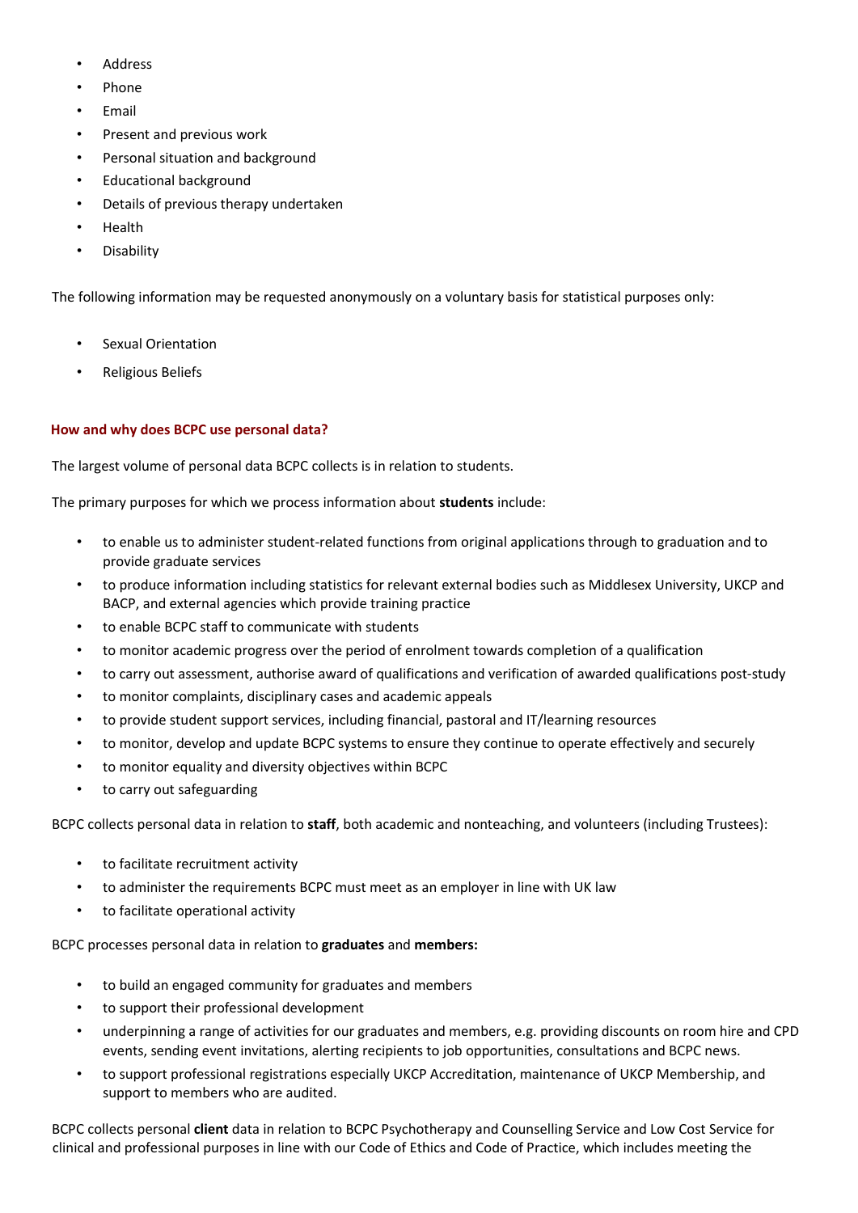- Address
- Phone
- Email
- Present and previous work
- Personal situation and background
- Educational background
- Details of previous therapy undertaken
- Health
- Disability

The following information may be requested anonymously on a voluntary basis for statistical purposes only:

- Sexual Orientation
- Religious Beliefs

### How and why does BCPC use personal data?

The largest volume of personal data BCPC collects is in relation to students.

The primary purposes for which we process information about **students** include:

- to enable us to administer student-related functions from original applications through to graduation and to provide graduate services
- to produce information including statistics for relevant external bodies such as Middlesex University, UKCP and BACP, and external agencies which provide training practice
- to enable BCPC staff to communicate with students
- to monitor academic progress over the period of enrolment towards completion of a qualification
- to carry out assessment, authorise award of qualifications and verification of awarded qualifications post-study
- to monitor complaints, disciplinary cases and academic appeals
- to provide student support services, including financial, pastoral and IT/learning resources
- to monitor, develop and update BCPC systems to ensure they continue to operate effectively and securely
- to monitor equality and diversity objectives within BCPC
- to carry out safeguarding

BCPC collects personal data in relation to **staff**, both academic and nonteaching, and volunteers (including Trustees):

- to facilitate recruitment activity
- to administer the requirements BCPC must meet as an employer in line with UK law
- to facilitate operational activity

BCPC processes personal data in relation to **graduates** and **members:**

- to build an engaged community for graduates and members
- to support their professional development
- underpinning a range of activities for our graduates and members, e.g. providing discounts on room hire and CPD events, sending event invitations, alerting recipients to job opportunities, consultations and BCPC news.
- to support professional registrations especially UKCP Accreditation, maintenance of UKCP Membership, and support to members who are audited.

BCPC collects personal **client** data in relation to BCPC Psychotherapy and Counselling Service and Low Cost Service for clinical and professional purposes in line with our Code of Ethics and Code of Practice, which includes meeting the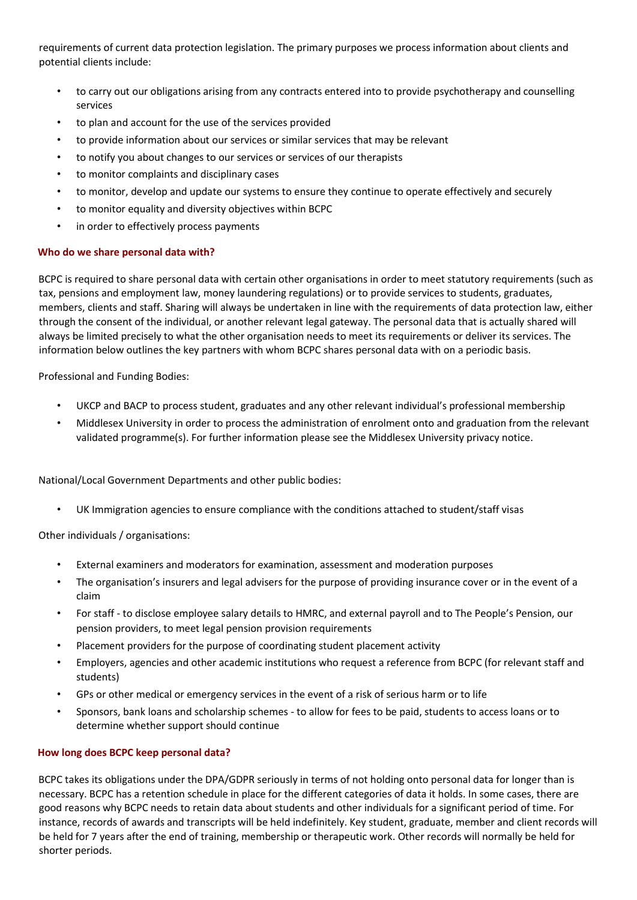requirements of current data protection legislation. The primary purposes we process information about clients and potential clients include:

- to carry out our obligations arising from any contracts entered into to provide psychotherapy and counselling services
- to plan and account for the use of the services provided
- to provide information about our services or similar services that may be relevant
- to notify you about changes to our services or services of our therapists
- to monitor complaints and disciplinary cases
- to monitor, develop and update our systems to ensure they continue to operate effectively and securely
- to monitor equality and diversity objectives within BCPC
- in order to effectively process payments

### Who do we share personal data with?

BCPC is required to share personal data with certain other organisations in order to meet statutory requirements (such as tax, pensions and employment law, money laundering regulations) or to provide services to students, graduates, members, clients and staff. Sharing will always be undertaken in line with the requirements of data protection law, either through the consent of the individual, or another relevant legal gateway. The personal data that is actually shared will always be limited precisely to what the other organisation needs to meet its requirements or deliver its services. The information below outlines the key partners with whom BCPC shares personal data with on a periodic basis.

Professional and Funding Bodies:

- UKCP and BACP to process student, graduates and any other relevant individual's professional membership
- Middlesex University in order to process the administration of enrolment onto and graduation from the relevant validated programme(s). For further information please see the Middlesex University privacy notice.

National/Local Government Departments and other public bodies:

- UK Immigration agencies to ensure compliance with the conditions attached to student/staff visas

Other individuals / organisations:

- External examiners and moderators for examination, assessment and moderation purposes
- The organisation's insurers and legal advisers for the purpose of providing insurance cover or in the event of a claim
- For staff - to disclose employee salary details to HMRC, and external payroll and to The People's Pension, our pension providers, to meet legal pension provision requirements
- Placement providers for the purpose of coordinating student placement activity
- Employers, agencies and other academic institutions who request a reference from BCPC (for relevant staff and students)
- GPs or other medical or emergency services in the event of a risk of serious harm or to life
- Sponsors, bank loans and scholarship schemes - to allow for fees to be paid, students to access loans or to determine whether support should continue

### How long does BCPC keep personal data?

BCPC takes its obligations under the DPA/GDPR seriously in terms of not holding onto personal data for longer than is necessary. BCPC has a retention schedule in place for the different categories of data it holds. In some cases, there are good reasons why BCPC needs to retain data about students and other individuals for a significant period of time. For instance, records of awards and transcripts will be held indefinitely. Key student, graduate, member and client records will be held for 7 years after the end of training, membership or therapeutic work. Other records will normally be held for shorter periods.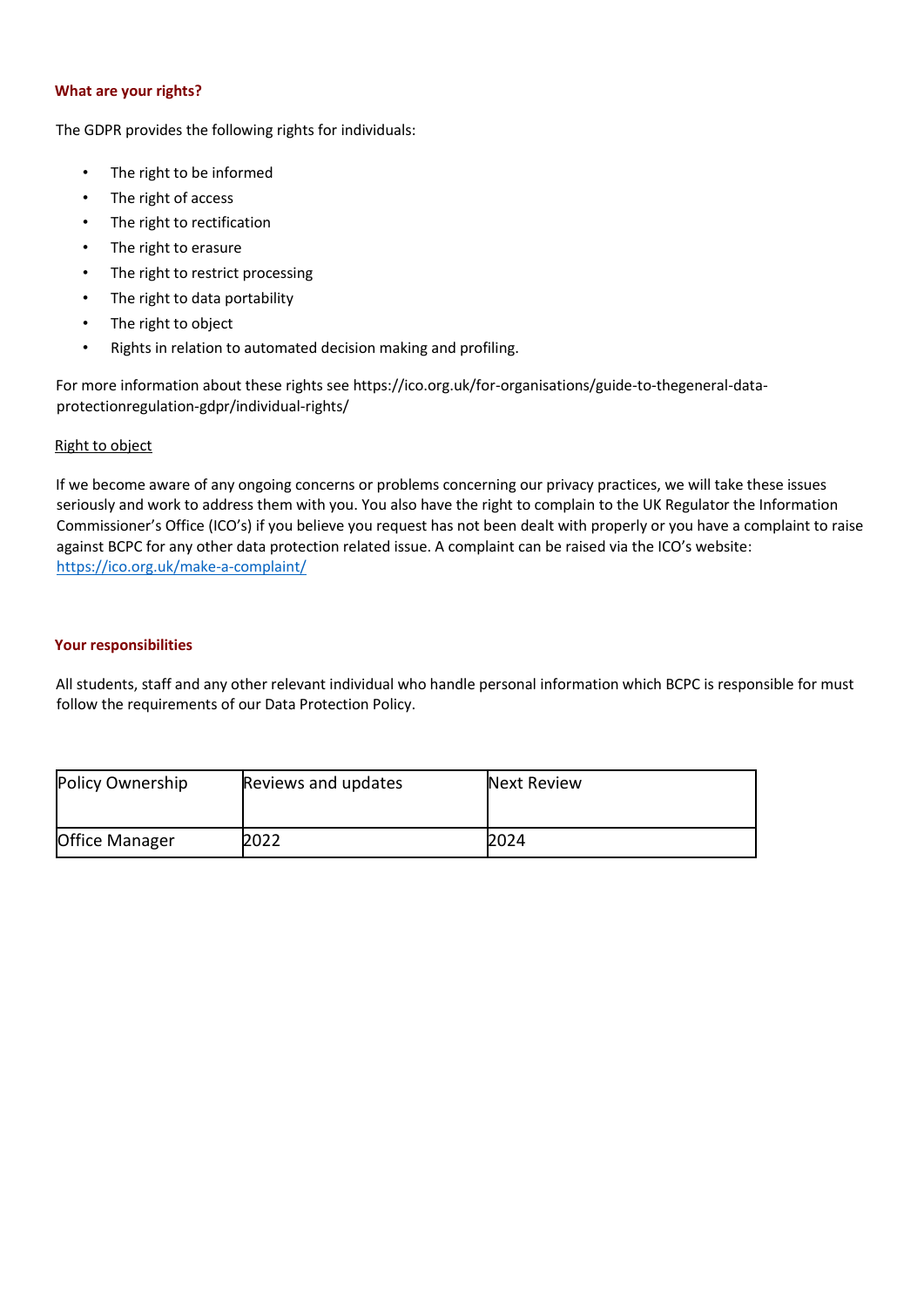### What are your rights?

The GDPR provides the following rights for individuals:

- The right to be informed
- The right of access
- The right to rectification
- The right to erasure
- The right to restrict processing
- The right to data portability
- The right to object
- Rights in relation to automated decision making and profiling.

For more information about these rights see https://ico.org.uk/for-organisations/guide-to-thegeneral-data-protectionregulation-gdpr/individual-rights/

Right to object

If we become aware of any ongoing concerns or problems concerning our privacy practices, we will take these issues seriously and work to address them with you. You also have the right to complain to the UK Regulator the Information Commissioner's Office (ICO's) if you believe you request has not been dealt with properly or you have a complaint to raise against BCPC for any other data protection related issue. A complaint can be raised via the ICO's website: https://ico.org.uk/make-a-complaint/

### Your responsibilities

All students, staff and any other relevant individual who handle personal information which BCPC is responsible for must follow the requirements of our Data Protection Policy.

| Policy Ownership | Reviews and updates | Next Review |
|---|---|---|
| Office Manager | 2022 | 2024 |